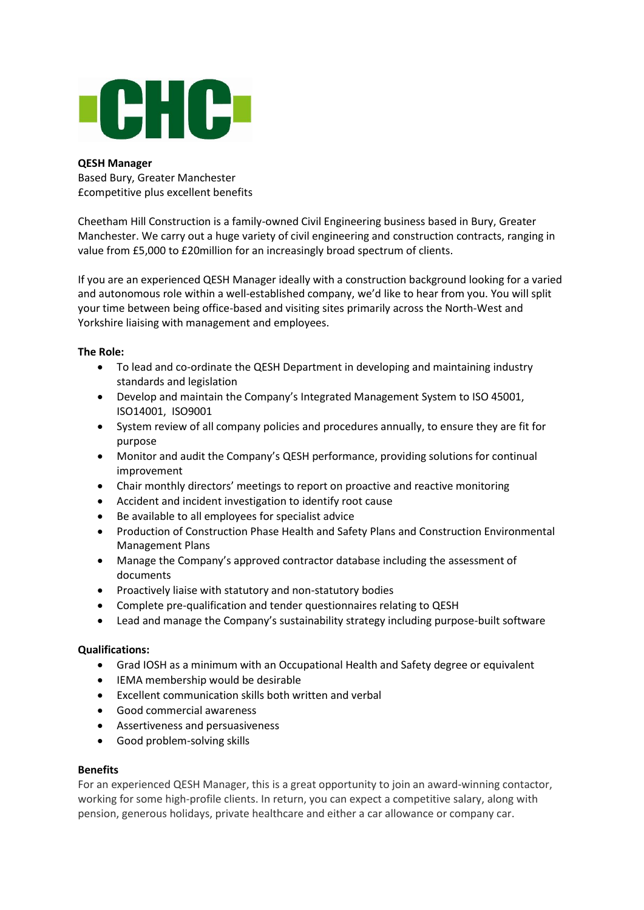**QESH Manager**
Based Bury, Greater Manchester
£competitive plus excellent benefits

Cheetham Hill Construction is a family-owned Civil Engineering business based in Bury, Greater Manchester. We carry out a huge variety of civil engineering and construction contracts, ranging in value from £5,000 to £20million for an increasingly broad spectrum of clients.

If you are an experienced QESH Manager ideally with a construction background looking for a varied and autonomous role within a well-established company, we'd like to hear from you. You will split your time between being office-based and visiting sites primarily across the North-West and Yorkshire liaising with management and employees.

**The Role:**

- To lead and co-ordinate the QESH Department in developing and maintaining industry standards and legislation
- Develop and maintain the Company's Integrated Management System to ISO 45001, ISO14001, ISO9001
- System review of all company policies and procedures annually, to ensure they are fit for purpose
- Monitor and audit the Company's QESH performance, providing solutions for continual improvement
- Chair monthly directors' meetings to report on proactive and reactive monitoring
- Accident and incident investigation to identify root cause
- Be available to all employees for specialist advice
- Production of Construction Phase Health and Safety Plans and Construction Environmental Management Plans
- Manage the Company's approved contractor database including the assessment of documents
- Proactively liaise with statutory and non-statutory bodies
- Complete pre-qualification and tender questionnaires relating to QESH
- Lead and manage the Company's sustainability strategy including purpose-built software

**Qualifications:**

- Grad IOSH as a minimum with an Occupational Health and Safety degree or equivalent
- IEMA membership would be desirable
- Excellent communication skills both written and verbal
- Good commercial awareness
- Assertiveness and persuasiveness
- Good problem-solving skills

**Benefits**

For an experienced QESH Manager, this is a great opportunity to join an award-winning contactor, working for some high-profile clients. In return, you can expect a competitive salary, along with pension, generous holidays, private healthcare and either a car allowance or company car.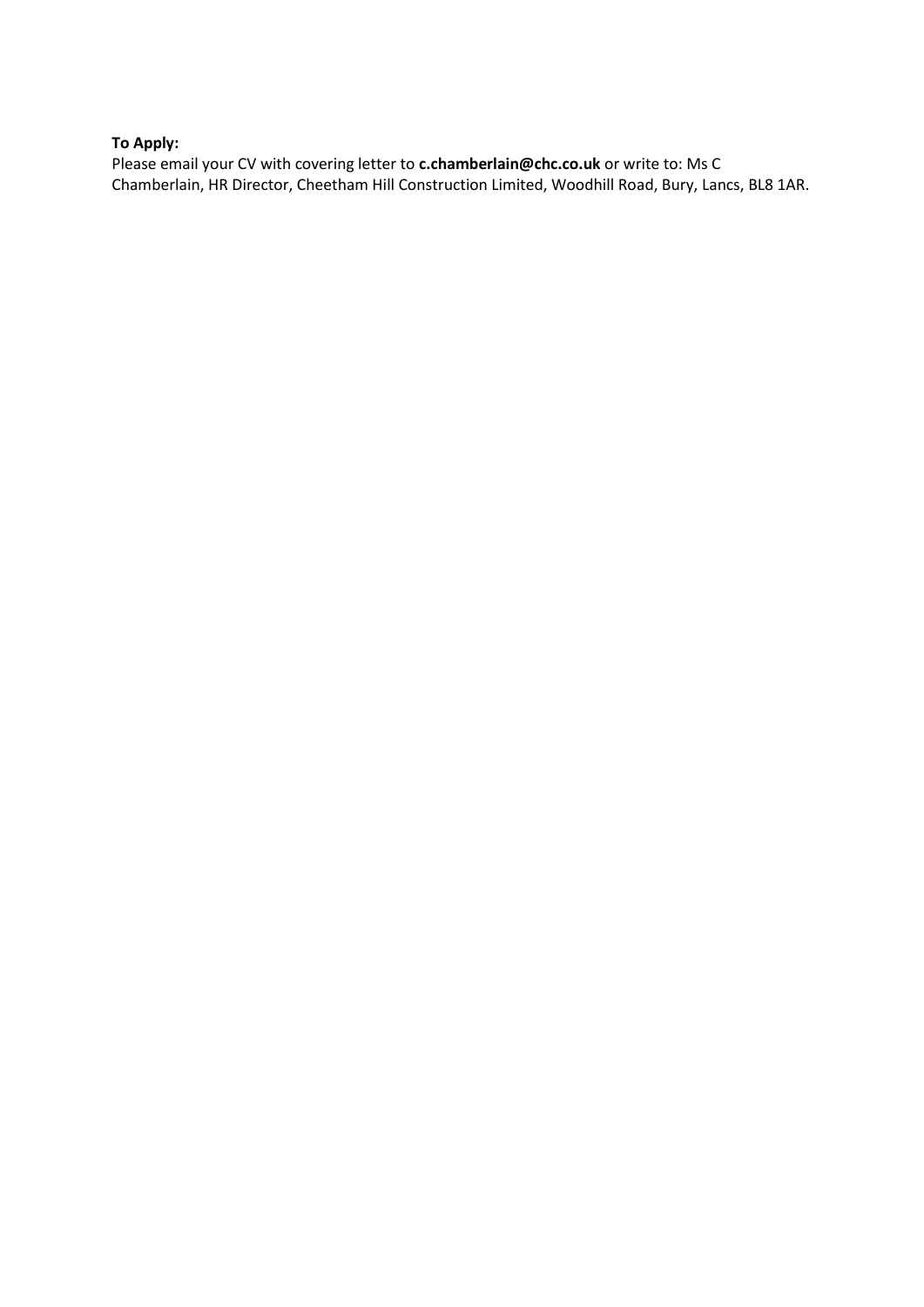**To Apply:**

Please email your CV with covering letter to **c.chamberlain@chc.co.uk** or write to: Ms C Chamberlain, HR Director, Cheetham Hill Construction Limited, Woodhill Road, Bury, Lancs, BL8 1AR.